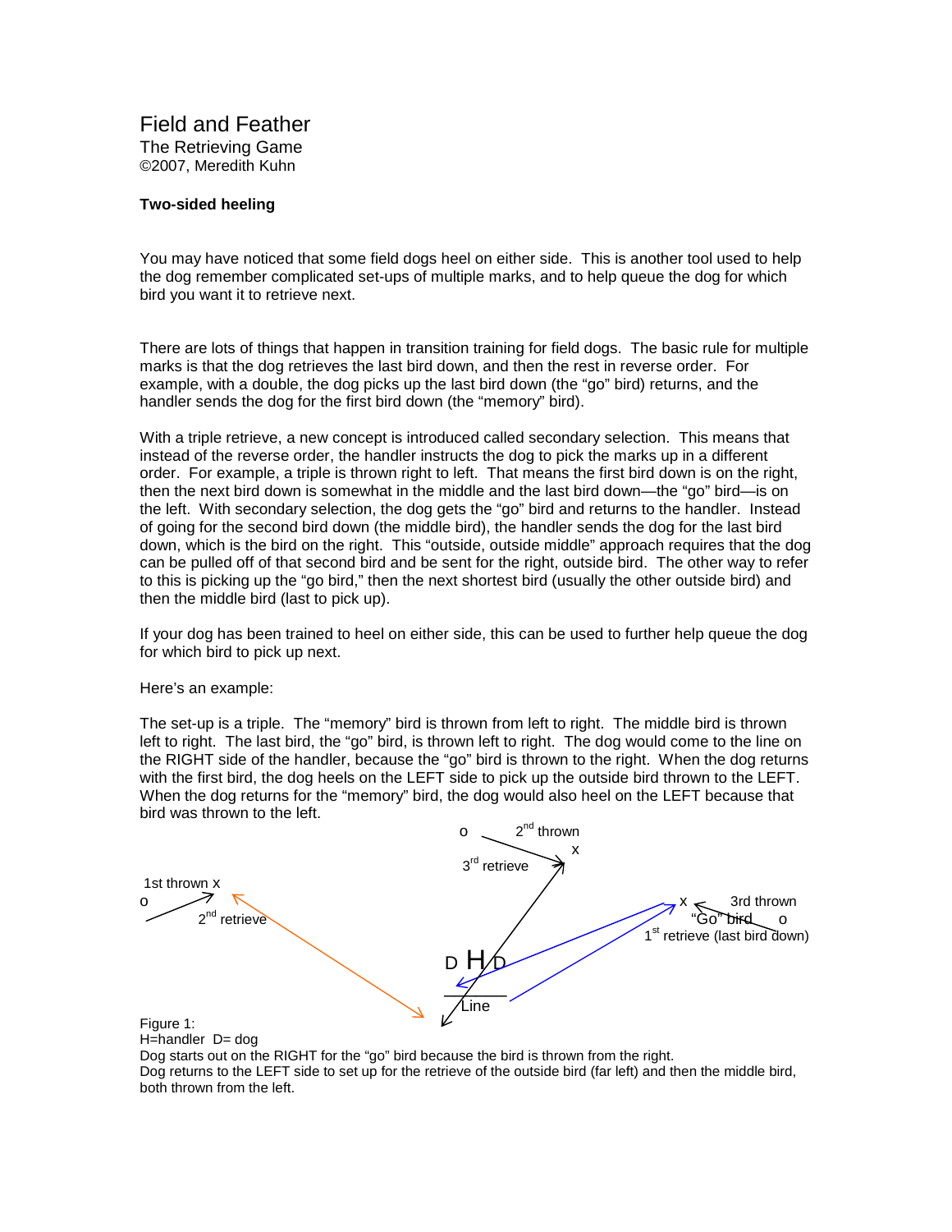# Field and Feather

The Retrieving Game
©2007, Meredith Kuhn

**Two-sided heeling**

You may have noticed that some field dogs heel on either side. This is another tool used to help the dog remember complicated set-ups of multiple marks, and to help queue the dog for which bird you want it to retrieve next.

There are lots of things that happen in transition training for field dogs. The basic rule for multiple marks is that the dog retrieves the last bird down, and then the rest in reverse order. For example, with a double, the dog picks up the last bird down (the "go" bird) returns, and the handler sends the dog for the first bird down (the "memory" bird).

With a triple retrieve, a new concept is introduced called secondary selection. This means that instead of the reverse order, the handler instructs the dog to pick the marks up in a different order. For example, a triple is thrown right to left. That means the first bird down is on the right, then the next bird down is somewhat in the middle and the last bird down—the "go" bird—is on the left. With secondary selection, the dog gets the "go" bird and returns to the handler. Instead of going for the second bird down (the middle bird), the handler sends the dog for the last bird down, which is the bird on the right. This "outside, outside middle" approach requires that the dog can be pulled off of that second bird and be sent for the right, outside bird. The other way to refer to this is picking up the "go bird," then the next shortest bird (usually the other outside bird) and then the middle bird (last to pick up).

If your dog has been trained to heel on either side, this can be used to further help queue the dog for which bird to pick up next.

Here's an example:

The set-up is a triple. The "memory" bird is thrown from left to right. The middle bird is thrown left to right. The last bird, the "go" bird, is thrown left to right. The dog would come to the line on the RIGHT side of the handler, because the "go" bird is thrown to the right. When the dog returns with the first bird, the dog heels on the LEFT side to pick up the outside bird thrown to the LEFT. When the dog returns for the "memory" bird, the dog would also heel on the LEFT because that bird was thrown to the left.

Figure 1:
H=handler D= dog
Dog starts out on the RIGHT for the "go" bird because the bird is thrown from the right.
Dog returns to the LEFT side to set up for the retrieve of the outside bird (far left) and then the middle bird, both thrown from the left.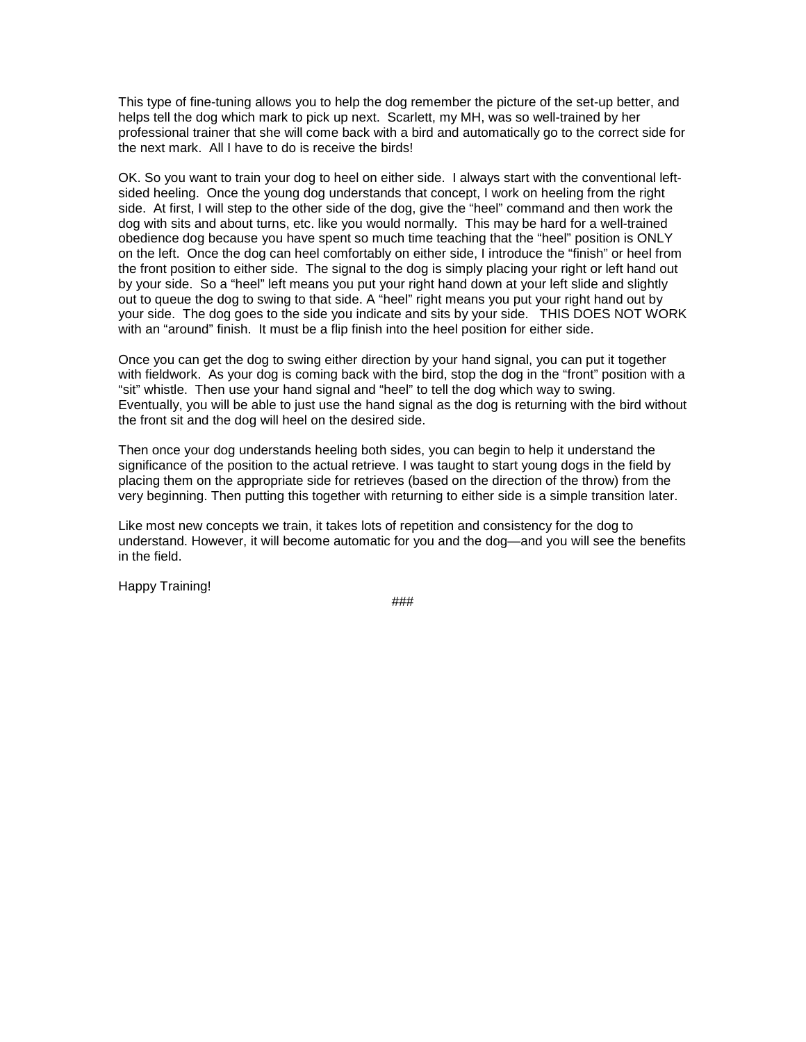This type of fine-tuning allows you to help the dog remember the picture of the set-up better, and helps tell the dog which mark to pick up next. Scarlett, my MH, was so well-trained by her professional trainer that she will come back with a bird and automatically go to the correct side for the next mark. All I have to do is receive the birds!

OK. So you want to train your dog to heel on either side. I always start with the conventional left-sided heeling. Once the young dog understands that concept, I work on heeling from the right side. At first, I will step to the other side of the dog, give the "heel" command and then work the dog with sits and about turns, etc. like you would normally. This may be hard for a well-trained obedience dog because you have spent so much time teaching that the "heel" position is ONLY on the left. Once the dog can heel comfortably on either side, I introduce the "finish" or heel from the front position to either side. The signal to the dog is simply placing your right or left hand out by your side. So a "heel" left means you put your right hand down at your left slide and slightly out to queue the dog to swing to that side. A "heel" right means you put your right hand out by your side. The dog goes to the side you indicate and sits by your side. THIS DOES NOT WORK with an "around" finish. It must be a flip finish into the heel position for either side.

Once you can get the dog to swing either direction by your hand signal, you can put it together with fieldwork. As your dog is coming back with the bird, stop the dog in the "front" position with a "sit" whistle. Then use your hand signal and "heel" to tell the dog which way to swing. Eventually, you will be able to just use the hand signal as the dog is returning with the bird without the front sit and the dog will heel on the desired side.

Then once your dog understands heeling both sides, you can begin to help it understand the significance of the position to the actual retrieve. I was taught to start young dogs in the field by placing them on the appropriate side for retrieves (based on the direction of the throw) from the very beginning. Then putting this together with returning to either side is a simple transition later.

Like most new concepts we train, it takes lots of repetition and consistency for the dog to understand. However, it will become automatic for you and the dog—and you will see the benefits in the field.

Happy Training!

###